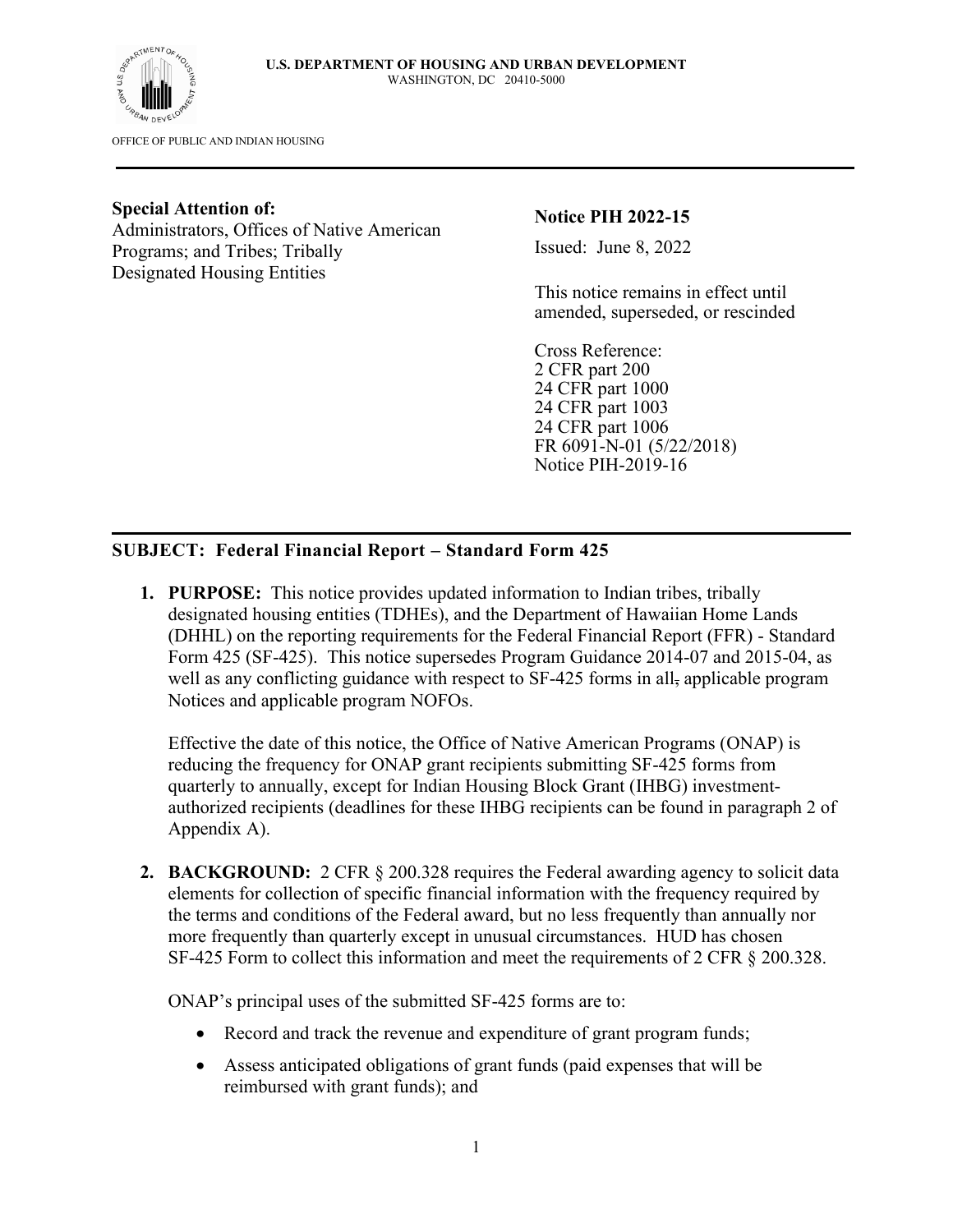**U.S. DEPARTMENT OF HOUSING AND URBAN DEVELOPMENT**
WASHINGTON, DC 20410-5000

OFFICE OF PUBLIC AND INDIAN HOUSING

---

**Special Attention of:**
Administrators, Offices of Native American Programs; and Tribes; Tribally Designated Housing Entities

**Notice PIH 2022-15**

Issued: June 8, 2022

This notice remains in effect until amended, superseded, or rescinded

Cross Reference:
2 CFR part 200
24 CFR part 1000
24 CFR part 1003
24 CFR part 1006
FR 6091-N-01 (5/22/2018)
Notice PIH-2019-16

---

**SUBJECT: Federal Financial Report – Standard Form 425**

1. **PURPOSE:** This notice provides updated information to Indian tribes, tribally designated housing entities (TDHEs), and the Department of Hawaiian Home Lands (DHHL) on the reporting requirements for the Federal Financial Report (FFR) - Standard Form 425 (SF-425). This notice supersedes Program Guidance 2014-07 and 2015-04, as well as any conflicting guidance with respect to SF-425 forms in all, applicable program Notices and applicable program NOFOs.

   Effective the date of this notice, the Office of Native American Programs (ONAP) is reducing the frequency for ONAP grant recipients submitting SF-425 forms from quarterly to annually, except for Indian Housing Block Grant (IHBG) investment-authorized recipients (deadlines for these IHBG recipients can be found in paragraph 2 of Appendix A).

2. **BACKGROUND:** 2 CFR § 200.328 requires the Federal awarding agency to solicit data elements for collection of specific financial information with the frequency required by the terms and conditions of the Federal award, but no less frequently than annually nor more frequently than quarterly except in unusual circumstances. HUD has chosen SF-425 Form to collect this information and meet the requirements of 2 CFR § 200.328.

   ONAP's principal uses of the submitted SF-425 forms are to:

   - Record and track the revenue and expenditure of grant program funds;
   - Assess anticipated obligations of grant funds (paid expenses that will be reimbursed with grant funds); and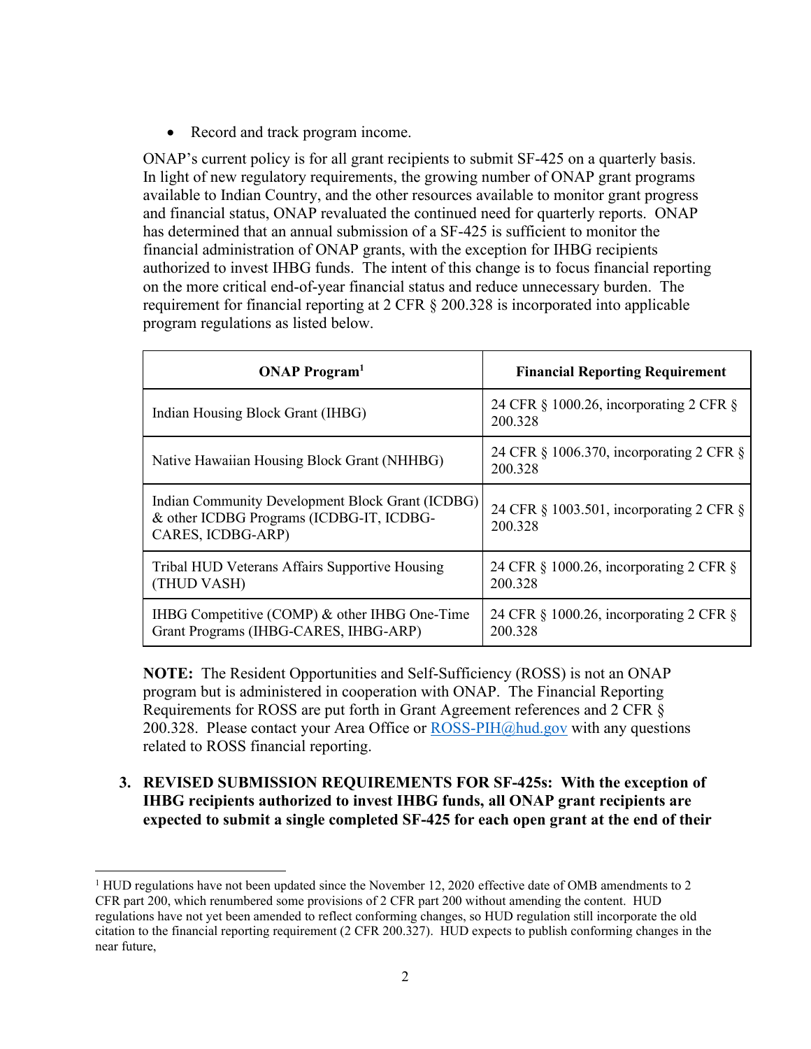- Record and track program income.

ONAP's current policy is for all grant recipients to submit SF-425 on a quarterly basis. In light of new regulatory requirements, the growing number of ONAP grant programs available to Indian Country, and the other resources available to monitor grant progress and financial status, ONAP revaluated the continued need for quarterly reports. ONAP has determined that an annual submission of a SF-425 is sufficient to monitor the financial administration of ONAP grants, with the exception for IHBG recipients authorized to invest IHBG funds. The intent of this change is to focus financial reporting on the more critical end-of-year financial status and reduce unnecessary burden. The requirement for financial reporting at 2 CFR § 200.328 is incorporated into applicable program regulations as listed below.

| ONAP Program[1] | Financial Reporting Requirement |
|---|---|
| Indian Housing Block Grant (IHBG) | 24 CFR § 1000.26, incorporating 2 CFR § 200.328 |
| Native Hawaiian Housing Block Grant (NHHBG) | 24 CFR § 1006.370, incorporating 2 CFR § 200.328 |
| Indian Community Development Block Grant (ICDBG) & other ICDBG Programs (ICDBG-IT, ICDBG-CARES, ICDBG-ARP) | 24 CFR § 1003.501, incorporating 2 CFR § 200.328 |
| Tribal HUD Veterans Affairs Supportive Housing (THUD VASH) | 24 CFR § 1000.26, incorporating 2 CFR § 200.328 |
| IHBG Competitive (COMP) & other IHBG One-Time Grant Programs (IHBG-CARES, IHBG-ARP) | 24 CFR § 1000.26, incorporating 2 CFR § 200.328 |

**NOTE:** The Resident Opportunities and Self-Sufficiency (ROSS) is not an ONAP program but is administered in cooperation with ONAP. The Financial Reporting Requirements for ROSS are put forth in Grant Agreement references and 2 CFR § 200.328. Please contact your Area Office or ROSS-PIH@hud.gov with any questions related to ROSS financial reporting.

3. **REVISED SUBMISSION REQUIREMENTS FOR SF-425s: With the exception of IHBG recipients authorized to invest IHBG funds, all ONAP grant recipients are expected to submit a single completed SF-425 for each open grant at the end of their**

---

[1] HUD regulations have not been updated since the November 12, 2020 effective date of OMB amendments to 2 CFR part 200, which renumbered some provisions of 2 CFR part 200 without amending the content. HUD regulations have not yet been amended to reflect conforming changes, so HUD regulation still incorporate the old citation to the financial reporting requirement (2 CFR 200.327). HUD expects to publish conforming changes in the near future,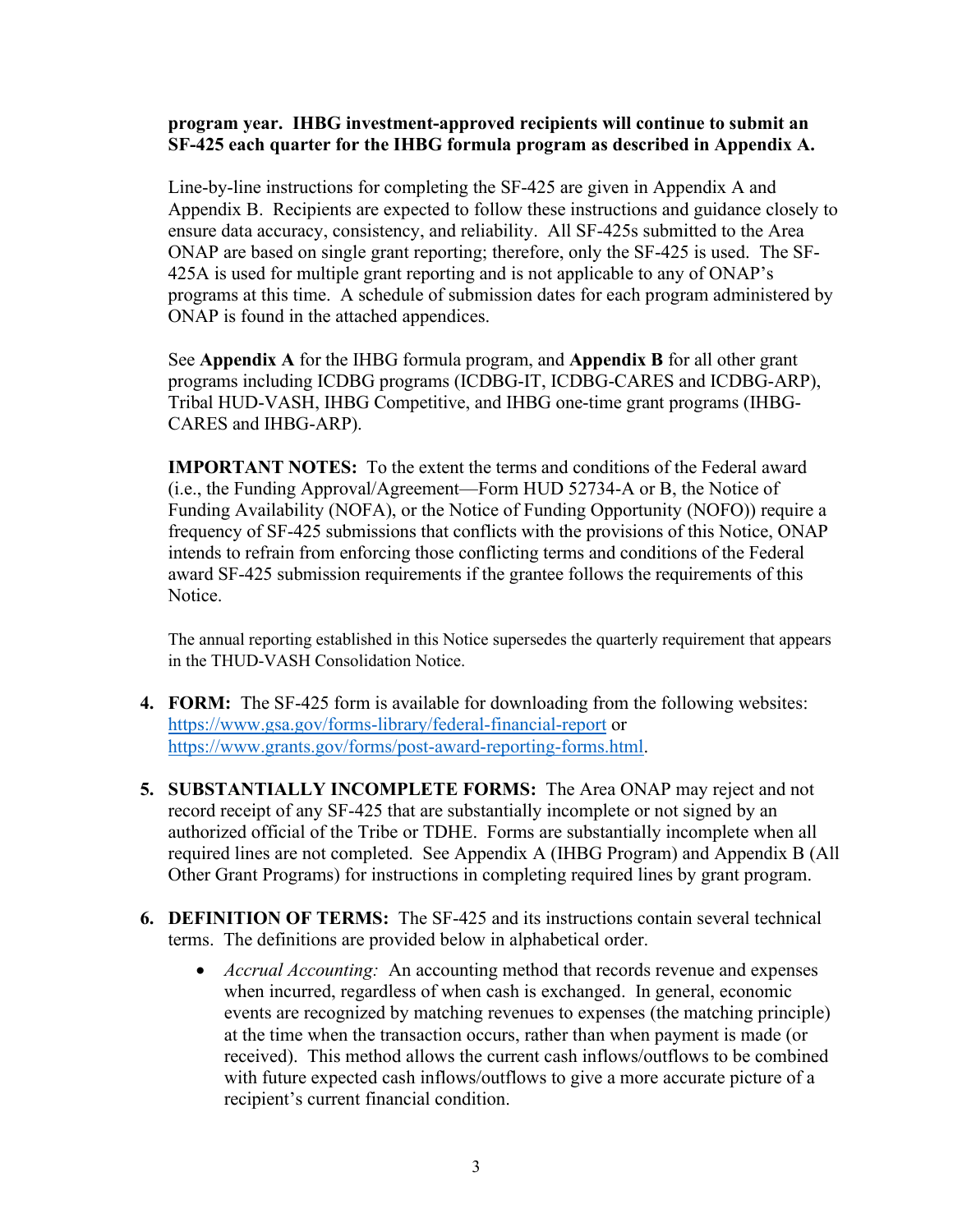**program year. IHBG investment-approved recipients will continue to submit an SF-425 each quarter for the IHBG formula program as described in Appendix A.**

Line-by-line instructions for completing the SF-425 are given in Appendix A and Appendix B. Recipients are expected to follow these instructions and guidance closely to ensure data accuracy, consistency, and reliability. All SF-425s submitted to the Area ONAP are based on single grant reporting; therefore, only the SF-425 is used. The SF-425A is used for multiple grant reporting and is not applicable to any of ONAP's programs at this time. A schedule of submission dates for each program administered by ONAP is found in the attached appendices.

See **Appendix A** for the IHBG formula program, and **Appendix B** for all other grant programs including ICDBG programs (ICDBG-IT, ICDBG-CARES and ICDBG-ARP), Tribal HUD-VASH, IHBG Competitive, and IHBG one-time grant programs (IHBG-CARES and IHBG-ARP).

**IMPORTANT NOTES:** To the extent the terms and conditions of the Federal award (i.e., the Funding Approval/Agreement—Form HUD 52734-A or B, the Notice of Funding Availability (NOFA), or the Notice of Funding Opportunity (NOFO)) require a frequency of SF-425 submissions that conflicts with the provisions of this Notice, ONAP intends to refrain from enforcing those conflicting terms and conditions of the Federal award SF-425 submission requirements if the grantee follows the requirements of this Notice.

The annual reporting established in this Notice supersedes the quarterly requirement that appears in the THUD-VASH Consolidation Notice.

4. **FORM:** The SF-425 form is available for downloading from the following websites: https://www.gsa.gov/forms-library/federal-financial-report or https://www.grants.gov/forms/post-award-reporting-forms.html.

5. **SUBSTANTIALLY INCOMPLETE FORMS:** The Area ONAP may reject and not record receipt of any SF-425 that are substantially incomplete or not signed by an authorized official of the Tribe or TDHE. Forms are substantially incomplete when all required lines are not completed. See Appendix A (IHBG Program) and Appendix B (All Other Grant Programs) for instructions in completing required lines by grant program.

6. **DEFINITION OF TERMS:** The SF-425 and its instructions contain several technical terms. The definitions are provided below in alphabetical order.

   - *Accrual Accounting:* An accounting method that records revenue and expenses when incurred, regardless of when cash is exchanged. In general, economic events are recognized by matching revenues to expenses (the matching principle) at the time when the transaction occurs, rather than when payment is made (or received). This method allows the current cash inflows/outflows to be combined with future expected cash inflows/outflows to give a more accurate picture of a recipient's current financial condition.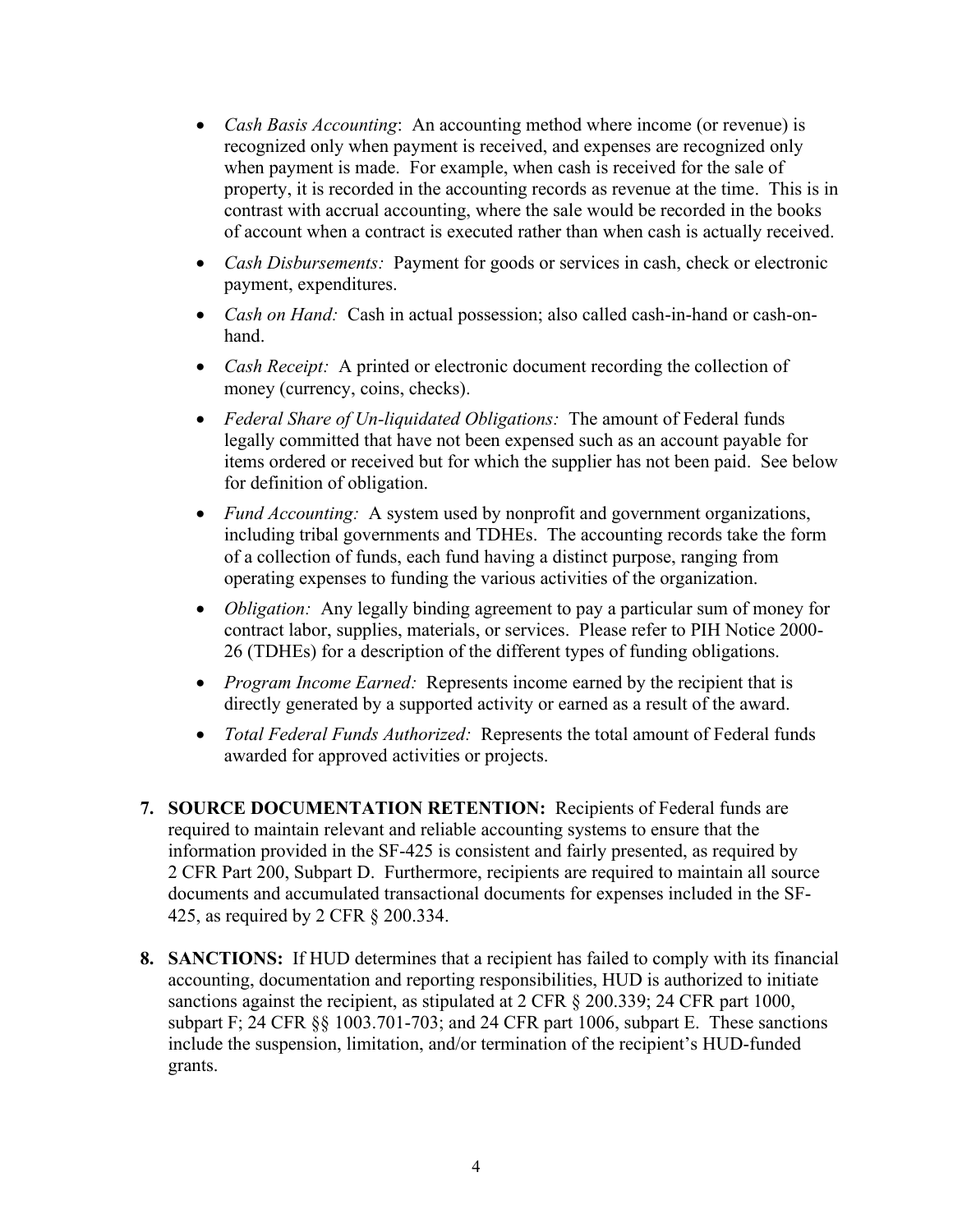- *Cash Basis Accounting*: An accounting method where income (or revenue) is recognized only when payment is received, and expenses are recognized only when payment is made. For example, when cash is received for the sale of property, it is recorded in the accounting records as revenue at the time. This is in contrast with accrual accounting, where the sale would be recorded in the books of account when a contract is executed rather than when cash is actually received.
- *Cash Disbursements:* Payment for goods or services in cash, check or electronic payment, expenditures.
- *Cash on Hand:* Cash in actual possession; also called cash-in-hand or cash-on-hand.
- *Cash Receipt:* A printed or electronic document recording the collection of money (currency, coins, checks).
- *Federal Share of Un-liquidated Obligations:* The amount of Federal funds legally committed that have not been expensed such as an account payable for items ordered or received but for which the supplier has not been paid. See below for definition of obligation.
- *Fund Accounting:* A system used by nonprofit and government organizations, including tribal governments and TDHEs. The accounting records take the form of a collection of funds, each fund having a distinct purpose, ranging from operating expenses to funding the various activities of the organization.
- *Obligation:* Any legally binding agreement to pay a particular sum of money for contract labor, supplies, materials, or services. Please refer to PIH Notice 2000-26 (TDHEs) for a description of the different types of funding obligations.
- *Program Income Earned:* Represents income earned by the recipient that is directly generated by a supported activity or earned as a result of the award.
- *Total Federal Funds Authorized:* Represents the total amount of Federal funds awarded for approved activities or projects.

7. **SOURCE DOCUMENTATION RETENTION:** Recipients of Federal funds are required to maintain relevant and reliable accounting systems to ensure that the information provided in the SF-425 is consistent and fairly presented, as required by 2 CFR Part 200, Subpart D. Furthermore, recipients are required to maintain all source documents and accumulated transactional documents for expenses included in the SF-425, as required by 2 CFR § 200.334.

8. **SANCTIONS:** If HUD determines that a recipient has failed to comply with its financial accounting, documentation and reporting responsibilities, HUD is authorized to initiate sanctions against the recipient, as stipulated at 2 CFR § 200.339; 24 CFR part 1000, subpart F; 24 CFR §§ 1003.701-703; and 24 CFR part 1006, subpart E. These sanctions include the suspension, limitation, and/or termination of the recipient's HUD-funded grants.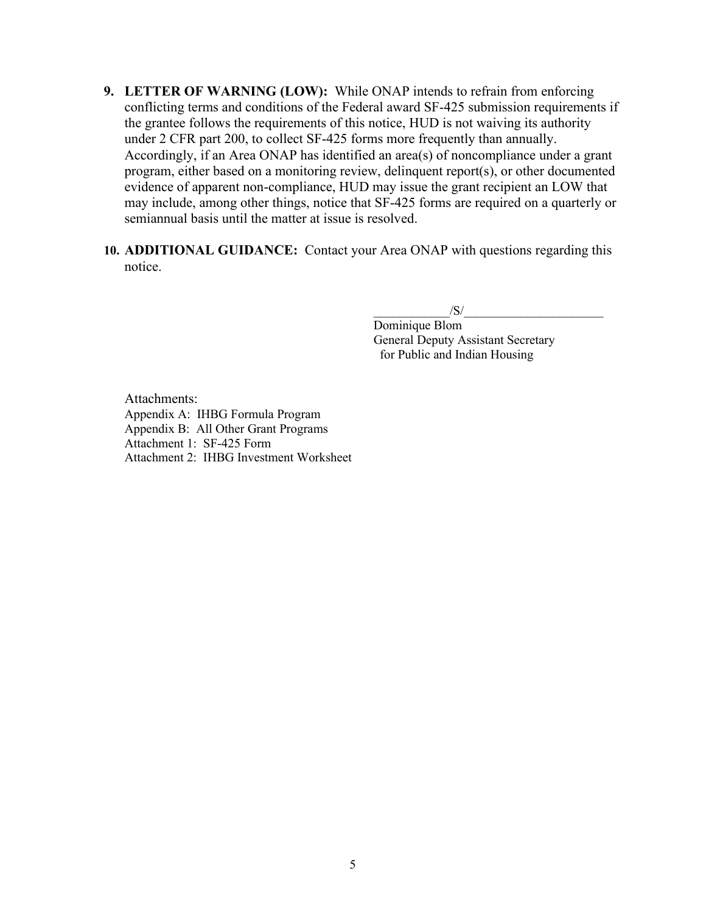9. **LETTER OF WARNING (LOW):** While ONAP intends to refrain from enforcing conflicting terms and conditions of the Federal award SF-425 submission requirements if the grantee follows the requirements of this notice, HUD is not waiving its authority under 2 CFR part 200, to collect SF-425 forms more frequently than annually. Accordingly, if an Area ONAP has identified an area(s) of noncompliance under a grant program, either based on a monitoring review, delinquent report(s), or other documented evidence of apparent non-compliance, HUD may issue the grant recipient an LOW that may include, among other things, notice that SF-425 forms are required on a quarterly or semiannual basis until the matter at issue is resolved.

10. **ADDITIONAL GUIDANCE:** Contact your Area ONAP with questions regarding this notice.

___________/S/_____________________
Dominique Blom
General Deputy Assistant Secretary
for Public and Indian Housing

Attachments:
Appendix A: IHBG Formula Program
Appendix B: All Other Grant Programs
Attachment 1: SF-425 Form
Attachment 2: IHBG Investment Worksheet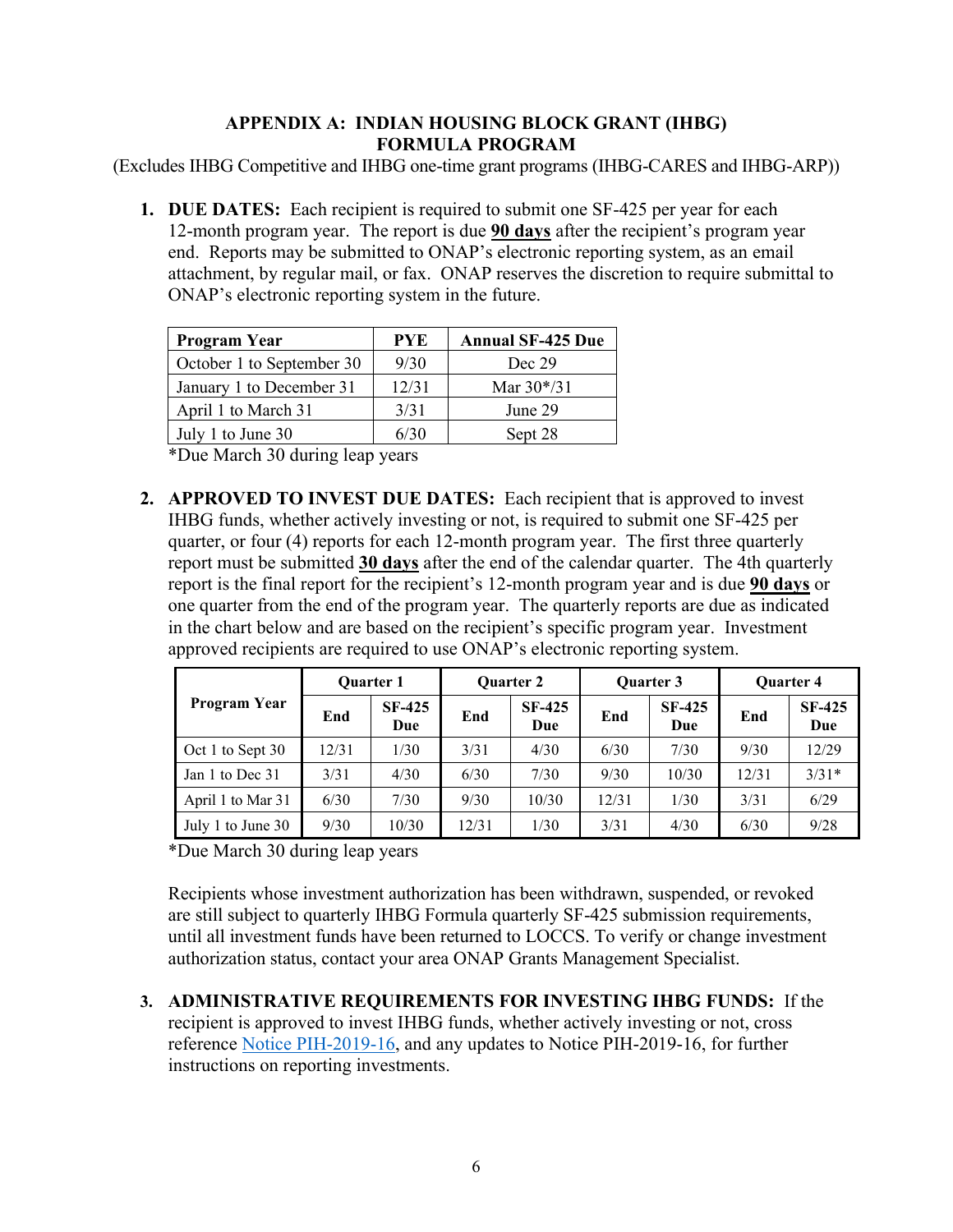### APPENDIX A: INDIAN HOUSING BLOCK GRANT (IHBG) FORMULA PROGRAM

(Excludes IHBG Competitive and IHBG one-time grant programs (IHBG-CARES and IHBG-ARP))

1. **DUE DATES:** Each recipient is required to submit one SF-425 per year for each 12-month program year. The report is due **90 days** after the recipient's program year end. Reports may be submitted to ONAP's electronic reporting system, as an email attachment, by regular mail, or fax. ONAP reserves the discretion to require submittal to ONAP's electronic reporting system in the future.

| Program Year | PYE | Annual SF-425 Due |
|---|---|---|
| October 1 to September 30 | 9/30 | Dec 29 |
| January 1 to December 31 | 12/31 | Mar 30*/31 |
| April 1 to March 31 | 3/31 | June 29 |
| July 1 to June 30 | 6/30 | Sept 28 |

\*Due March 30 during leap years

2. **APPROVED TO INVEST DUE DATES:** Each recipient that is approved to invest IHBG funds, whether actively investing or not, is required to submit one SF-425 per quarter, or four (4) reports for each 12-month program year. The first three quarterly report must be submitted **30 days** after the end of the calendar quarter. The 4th quarterly report is the final report for the recipient's 12-month program year and is due **90 days** or one quarter from the end of the program year. The quarterly reports are due as indicated in the chart below and are based on the recipient's specific program year. Investment approved recipients are required to use ONAP's electronic reporting system.

| Program Year | Quarter 1 | | Quarter 2 | | Quarter 3 | | Quarter 4 | |
|---|---|---|---|---|---|---|---|---|
| | End | SF-425 Due | End | SF-425 Due | End | SF-425 Due | End | SF-425 Due |
| Oct 1 to Sept 30 | 12/31 | 1/30 | 3/31 | 4/30 | 6/30 | 7/30 | 9/30 | 12/29 |
| Jan 1 to Dec 31 | 3/31 | 4/30 | 6/30 | 7/30 | 9/30 | 10/30 | 12/31 | 3/31* |
| April 1 to Mar 31 | 6/30 | 7/30 | 9/30 | 10/30 | 12/31 | 1/30 | 3/31 | 6/29 |
| July 1 to June 30 | 9/30 | 10/30 | 12/31 | 1/30 | 3/31 | 4/30 | 6/30 | 9/28 |

\*Due March 30 during leap years

Recipients whose investment authorization has been withdrawn, suspended, or revoked are still subject to quarterly IHBG Formula quarterly SF-425 submission requirements, until all investment funds have been returned to LOCCS. To verify or change investment authorization status, contact your area ONAP Grants Management Specialist.

3. **ADMINISTRATIVE REQUIREMENTS FOR INVESTING IHBG FUNDS:** If the recipient is approved to invest IHBG funds, whether actively investing or not, cross reference Notice PIH-2019-16, and any updates to Notice PIH-2019-16, for further instructions on reporting investments.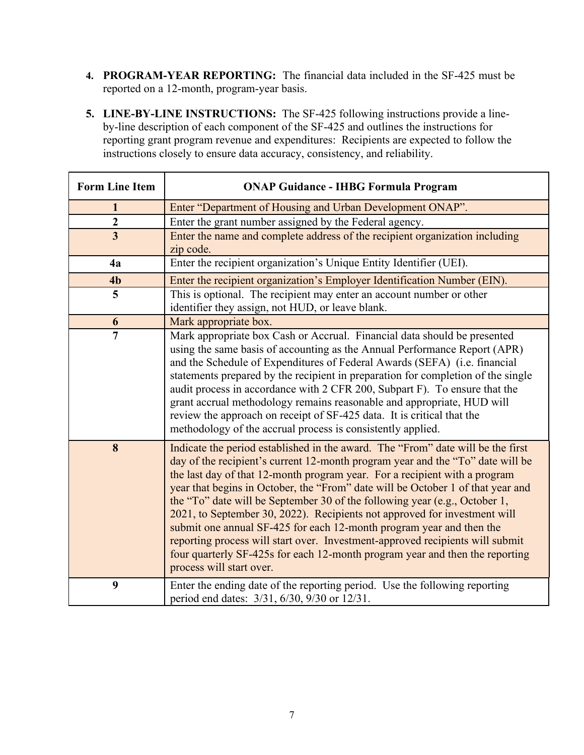4. **PROGRAM-YEAR REPORTING:** The financial data included in the SF-425 must be reported on a 12-month, program-year basis.

5. **LINE-BY-LINE INSTRUCTIONS:** The SF-425 following instructions provide a line-by-line description of each component of the SF-425 and outlines the instructions for reporting grant program revenue and expenditures: Recipients are expected to follow the instructions closely to ensure data accuracy, consistency, and reliability.

| Form Line Item | ONAP Guidance - IHBG Formula Program |
|---|---|
| **1** | Enter "Department of Housing and Urban Development ONAP". |
| **2** | Enter the grant number assigned by the Federal agency. |
| **3** | Enter the name and complete address of the recipient organization including zip code. |
| **4a** | Enter the recipient organization's Unique Entity Identifier (UEI). |
| **4b** | Enter the recipient organization's Employer Identification Number (EIN). |
| **5** | This is optional. The recipient may enter an account number or other identifier they assign, not HUD, or leave blank. |
| **6** | Mark appropriate box. |
| **7** | Mark appropriate box Cash or Accrual. Financial data should be presented using the same basis of accounting as the Annual Performance Report (APR) and the Schedule of Expenditures of Federal Awards (SEFA) (i.e. financial statements prepared by the recipient in preparation for completion of the single audit process in accordance with 2 CFR 200, Subpart F). To ensure that the grant accrual methodology remains reasonable and appropriate, HUD will review the approach on receipt of SF-425 data. It is critical that the methodology of the accrual process is consistently applied. |
| **8** | Indicate the period established in the award. The "From" date will be the first day of the recipient's current 12-month program year and the "To" date will be the last day of that 12-month program year. For a recipient with a program year that begins in October, the "From" date will be October 1 of that year and the "To" date will be September 30 of the following year (e.g., October 1, 2021, to September 30, 2022). Recipients not approved for investment will submit one annual SF-425 for each 12-month program year and then the reporting process will start over. Investment-approved recipients will submit four quarterly SF-425s for each 12-month program year and then the reporting process will start over. |
| **9** | Enter the ending date of the reporting period. Use the following reporting period end dates: 3/31, 6/30, 9/30 or 12/31. |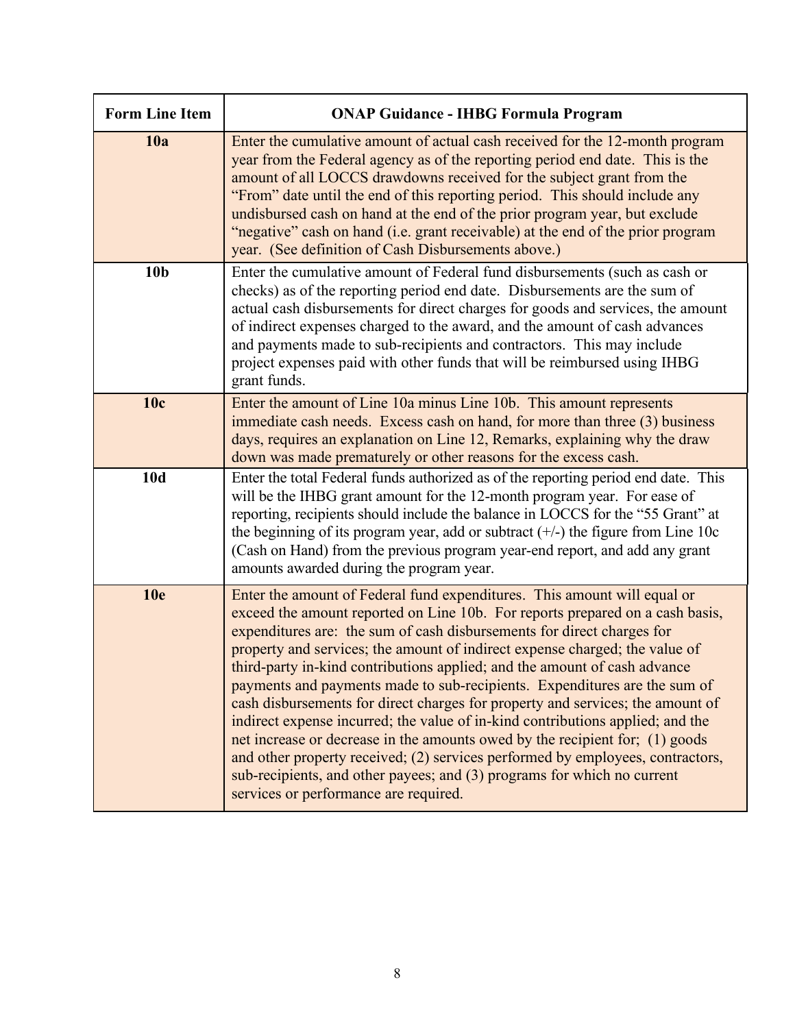| Form Line Item | ONAP Guidance - IHBG Formula Program |
|---|---|
| **10a** | Enter the cumulative amount of actual cash received for the 12-month program year from the Federal agency as of the reporting period end date. This is the amount of all LOCCS drawdowns received for the subject grant from the "From" date until the end of this reporting period. This should include any undisbursed cash on hand at the end of the prior program year, but exclude "negative" cash on hand (i.e. grant receivable) at the end of the prior program year. (See definition of Cash Disbursements above.) |
| **10b** | Enter the cumulative amount of Federal fund disbursements (such as cash or checks) as of the reporting period end date. Disbursements are the sum of actual cash disbursements for direct charges for goods and services, the amount of indirect expenses charged to the award, and the amount of cash advances and payments made to sub-recipients and contractors. This may include project expenses paid with other funds that will be reimbursed using IHBG grant funds. |
| **10c** | Enter the amount of Line 10a minus Line 10b. This amount represents immediate cash needs. Excess cash on hand, for more than three (3) business days, requires an explanation on Line 12, Remarks, explaining why the draw down was made prematurely or other reasons for the excess cash. |
| **10d** | Enter the total Federal funds authorized as of the reporting period end date. This will be the IHBG grant amount for the 12-month program year. For ease of reporting, recipients should include the balance in LOCCS for the "55 Grant" at the beginning of its program year, add or subtract (+/-) the figure from Line 10c (Cash on Hand) from the previous program year-end report, and add any grant amounts awarded during the program year. |
| **10e** | Enter the amount of Federal fund expenditures. This amount will equal or exceed the amount reported on Line 10b. For reports prepared on a cash basis, expenditures are: the sum of cash disbursements for direct charges for property and services; the amount of indirect expense charged; the value of third-party in-kind contributions applied; and the amount of cash advance payments and payments made to sub-recipients. Expenditures are the sum of cash disbursements for direct charges for property and services; the amount of indirect expense incurred; the value of in-kind contributions applied; and the net increase or decrease in the amounts owed by the recipient for; (1) goods and other property received; (2) services performed by employees, contractors, sub-recipients, and other payees; and (3) programs for which no current services or performance are required. |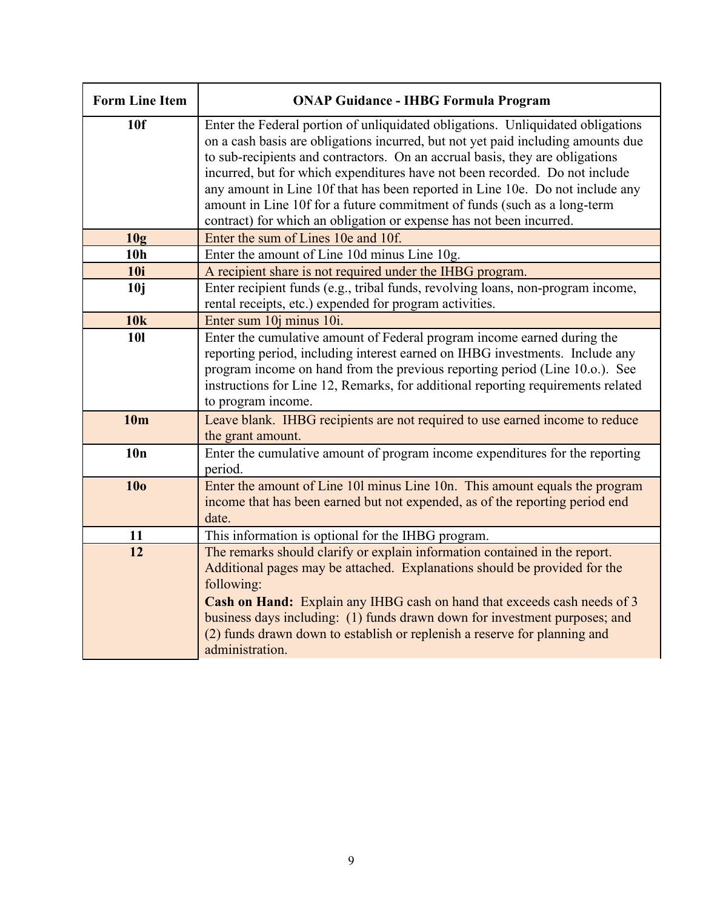| Form Line Item | ONAP Guidance - IHBG Formula Program |
|---|---|
| **10f** | Enter the Federal portion of unliquidated obligations. Unliquidated obligations on a cash basis are obligations incurred, but not yet paid including amounts due to sub-recipients and contractors. On an accrual basis, they are obligations incurred, but for which expenditures have not been recorded. Do not include any amount in Line 10f that has been reported in Line 10e. Do not include any amount in Line 10f for a future commitment of funds (such as a long-term contract) for which an obligation or expense has not been incurred. |
| **10g** | Enter the sum of Lines 10e and 10f. |
| **10h** | Enter the amount of Line 10d minus Line 10g. |
| **10i** | A recipient share is not required under the IHBG program. |
| **10j** | Enter recipient funds (e.g., tribal funds, revolving loans, non-program income, rental receipts, etc.) expended for program activities. |
| **10k** | Enter sum 10j minus 10i. |
| **10l** | Enter the cumulative amount of Federal program income earned during the reporting period, including interest earned on IHBG investments. Include any program income on hand from the previous reporting period (Line 10.o.). See instructions for Line 12, Remarks, for additional reporting requirements related to program income. |
| **10m** | Leave blank. IHBG recipients are not required to use earned income to reduce the grant amount. |
| **10n** | Enter the cumulative amount of program income expenditures for the reporting period. |
| **10o** | Enter the amount of Line 10l minus Line 10n. This amount equals the program income that has been earned but not expended, as of the reporting period end date. |
| **11** | This information is optional for the IHBG program. |
| **12** | The remarks should clarify or explain information contained in the report. Additional pages may be attached. Explanations should be provided for the following:<br>**Cash on Hand:** Explain any IHBG cash on hand that exceeds cash needs of 3 business days including: (1) funds drawn down for investment purposes; and (2) funds drawn down to establish or replenish a reserve for planning and administration. |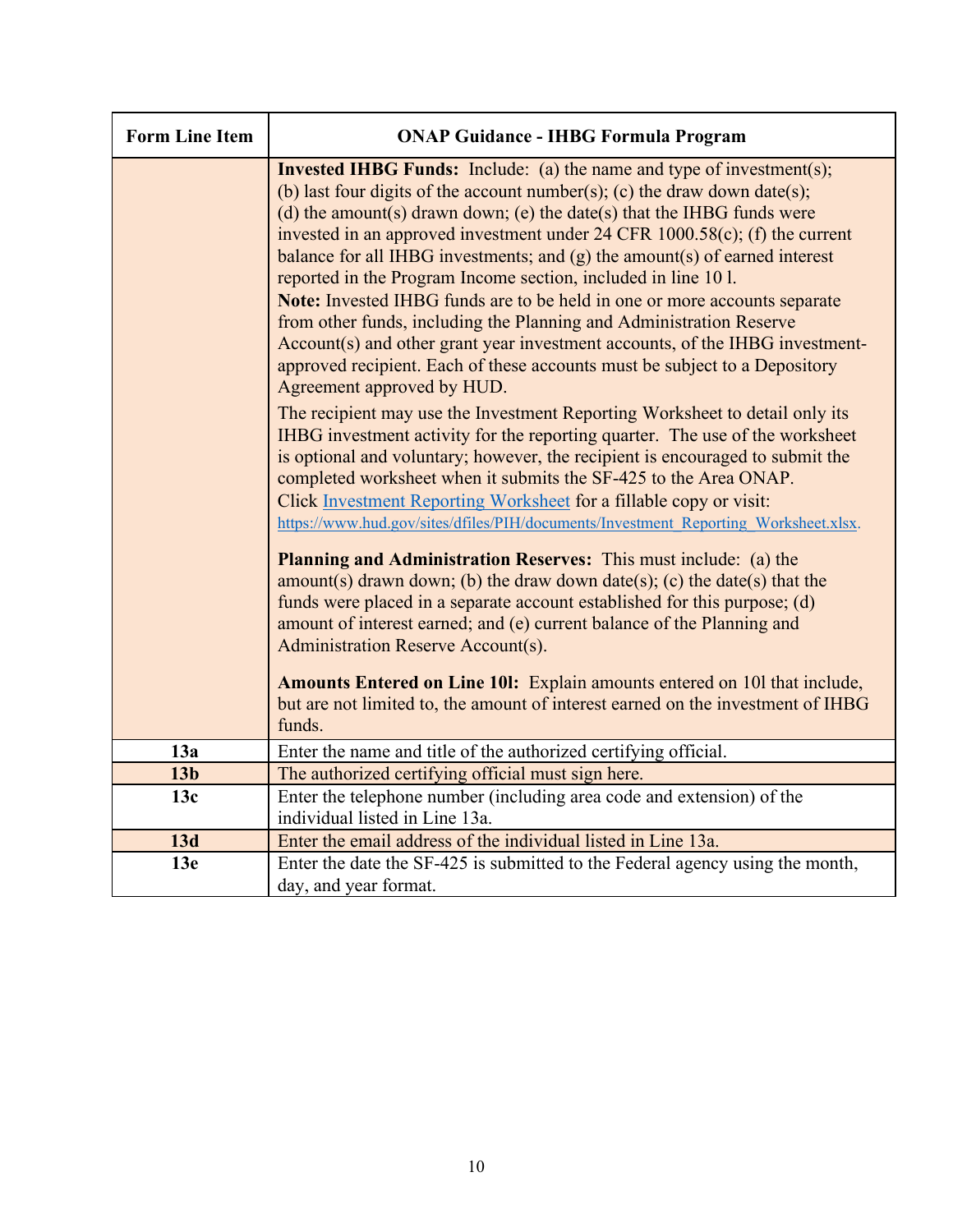| Form Line Item | ONAP Guidance - IHBG Formula Program |
|---|---|
| | **Invested IHBG Funds:** Include: (a) the name and type of investment(s); (b) last four digits of the account number(s); (c) the draw down date(s); (d) the amount(s) drawn down; (e) the date(s) that the IHBG funds were invested in an approved investment under 24 CFR 1000.58(c); (f) the current balance for all IHBG investments; and (g) the amount(s) of earned interest reported in the Program Income section, included in line 10 l. <br> **Note:** Invested IHBG funds are to be held in one or more accounts separate from other funds, including the Planning and Administration Reserve Account(s) and other grant year investment accounts, of the IHBG investment-approved recipient. Each of these accounts must be subject to a Depository Agreement approved by HUD. <br> The recipient may use the Investment Reporting Worksheet to detail only its IHBG investment activity for the reporting quarter. The use of the worksheet is optional and voluntary; however, the recipient is encouraged to submit the completed worksheet when it submits the SF-425 to the Area ONAP. Click [Investment Reporting Worksheet](https://www.hud.gov/sites/dfiles/PIH/documents/Investment_Reporting_Worksheet.xlsx) for a fillable copy or visit: https://www.hud.gov/sites/dfiles/PIH/documents/Investment_Reporting_Worksheet.xlsx. <br> **Planning and Administration Reserves:** This must include: (a) the amount(s) drawn down; (b) the draw down date(s); (c) the date(s) that the funds were placed in a separate account established for this purpose; (d) amount of interest earned; and (e) current balance of the Planning and Administration Reserve Account(s). <br> **Amounts Entered on Line 10l:** Explain amounts entered on 10l that include, but are not limited to, the amount of interest earned on the investment of IHBG funds. |
| **13a** | Enter the name and title of the authorized certifying official. |
| **13b** | The authorized certifying official must sign here. |
| **13c** | Enter the telephone number (including area code and extension) of the individual listed in Line 13a. |
| **13d** | Enter the email address of the individual listed in Line 13a. |
| **13e** | Enter the date the SF-425 is submitted to the Federal agency using the month, day, and year format. |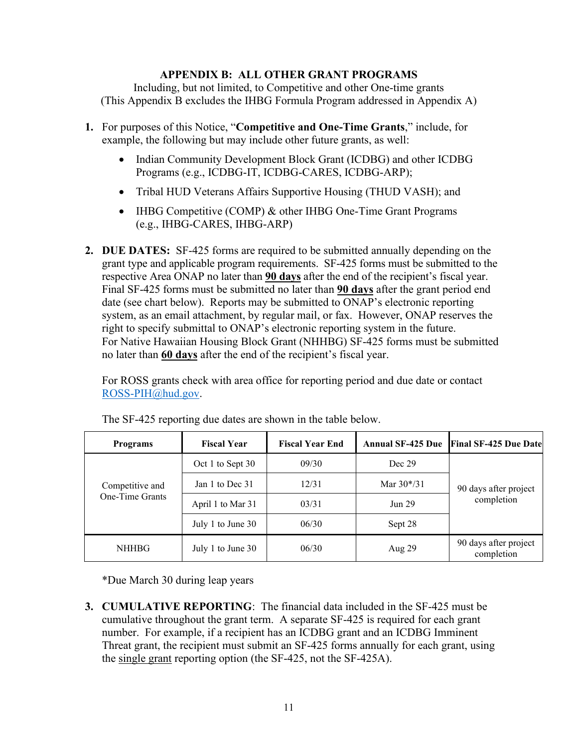## APPENDIX B: ALL OTHER GRANT PROGRAMS

Including, but not limited, to Competitive and other One-time grants
(This Appendix B excludes the IHBG Formula Program addressed in Appendix A)

1. For purposes of this Notice, "**Competitive and One-Time Grants**," include, for example, the following but may include other future grants, as well:

   - Indian Community Development Block Grant (ICDBG) and other ICDBG Programs (e.g., ICDBG-IT, ICDBG-CARES, ICDBG-ARP);
   - Tribal HUD Veterans Affairs Supportive Housing (THUD VASH); and
   - IHBG Competitive (COMP) & other IHBG One-Time Grant Programs (e.g., IHBG-CARES, IHBG-ARP)

2. **DUE DATES:** SF-425 forms are required to be submitted annually depending on the grant type and applicable program requirements. SF-425 forms must be submitted to the respective Area ONAP no later than **90 days** after the end of the recipient's fiscal year. Final SF-425 forms must be submitted no later than **90 days** after the grant period end date (see chart below). Reports may be submitted to ONAP's electronic reporting system, as an email attachment, by regular mail, or fax. However, ONAP reserves the right to specify submittal to ONAP's electronic reporting system in the future. For Native Hawaiian Housing Block Grant (NHHBG) SF-425 forms must be submitted no later than **60 days** after the end of the recipient's fiscal year.

   For ROSS grants check with area office for reporting period and due date or contact ROSS-PIH@hud.gov.

   The SF-425 reporting due dates are shown in the table below.

| Programs | Fiscal Year | Fiscal Year End | Annual SF-425 Due | Final SF-425 Due Date |
|---|---|---|---|---|
| Competitive and One-Time Grants | Oct 1 to Sept 30 | 09/30 | Dec 29 | 90 days after project completion |
| | Jan 1 to Dec 31 | 12/31 | Mar 30*/31 | |
| | April 1 to Mar 31 | 03/31 | Jun 29 | |
| | July 1 to June 30 | 06/30 | Sept 28 | |
| NHHBG | July 1 to June 30 | 06/30 | Aug 29 | 90 days after project completion |

   *Due March 30 during leap years

3. **CUMULATIVE REPORTING**: The financial data included in the SF-425 must be cumulative throughout the grant term. A separate SF-425 is required for each grant number. For example, if a recipient has an ICDBG grant and an ICDBG Imminent Threat grant, the recipient must submit an SF-425 forms annually for each grant, using the single grant reporting option (the SF-425, not the SF-425A).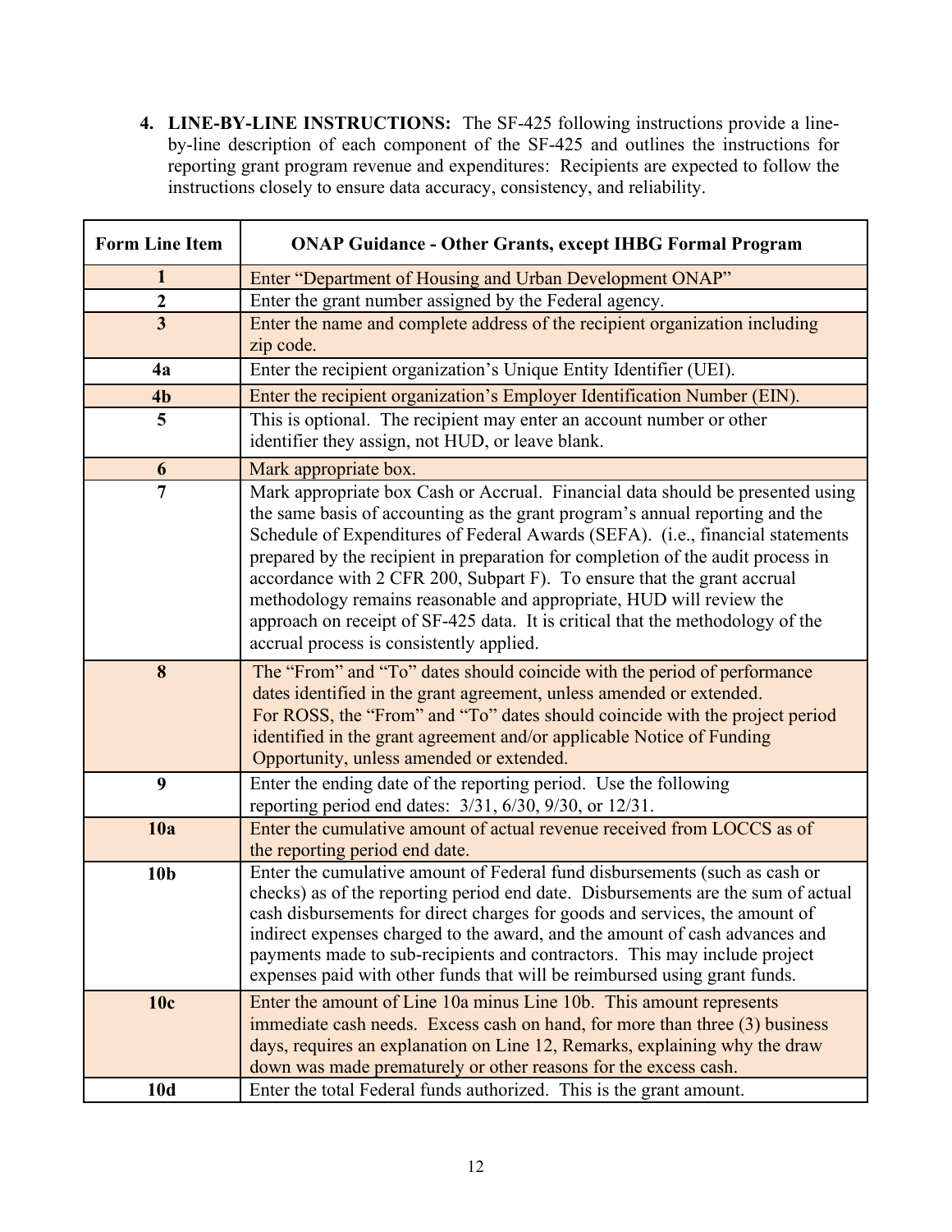4. **LINE-BY-LINE INSTRUCTIONS:** The SF-425 following instructions provide a line-by-line description of each component of the SF-425 and outlines the instructions for reporting grant program revenue and expenditures: Recipients are expected to follow the instructions closely to ensure data accuracy, consistency, and reliability.

| Form Line Item | ONAP Guidance - Other Grants, except IHBG Formal Program |
|---|---|
| **1** | Enter "Department of Housing and Urban Development ONAP" |
| **2** | Enter the grant number assigned by the Federal agency. |
| **3** | Enter the name and complete address of the recipient organization including zip code. |
| **4a** | Enter the recipient organization's Unique Entity Identifier (UEI). |
| **4b** | Enter the recipient organization's Employer Identification Number (EIN). |
| **5** | This is optional. The recipient may enter an account number or other identifier they assign, not HUD, or leave blank. |
| **6** | Mark appropriate box. |
| **7** | Mark appropriate box Cash or Accrual. Financial data should be presented using the same basis of accounting as the grant program's annual reporting and the Schedule of Expenditures of Federal Awards (SEFA). (i.e., financial statements prepared by the recipient in preparation for completion of the audit process in accordance with 2 CFR 200, Subpart F). To ensure that the grant accrual methodology remains reasonable and appropriate, HUD will review the approach on receipt of SF-425 data. It is critical that the methodology of the accrual process is consistently applied. |
| **8** | The "From" and "To" dates should coincide with the period of performance dates identified in the grant agreement, unless amended or extended. For ROSS, the "From" and "To" dates should coincide with the project period identified in the grant agreement and/or applicable Notice of Funding Opportunity, unless amended or extended. |
| **9** | Enter the ending date of the reporting period. Use the following reporting period end dates: 3/31, 6/30, 9/30, or 12/31. |
| **10a** | Enter the cumulative amount of actual revenue received from LOCCS as of the reporting period end date. |
| **10b** | Enter the cumulative amount of Federal fund disbursements (such as cash or checks) as of the reporting period end date. Disbursements are the sum of actual cash disbursements for direct charges for goods and services, the amount of indirect expenses charged to the award, and the amount of cash advances and payments made to sub-recipients and contractors. This may include project expenses paid with other funds that will be reimbursed using grant funds. |
| **10c** | Enter the amount of Line 10a minus Line 10b. This amount represents immediate cash needs. Excess cash on hand, for more than three (3) business days, requires an explanation on Line 12, Remarks, explaining why the draw down was made prematurely or other reasons for the excess cash. |
| **10d** | Enter the total Federal funds authorized. This is the grant amount. |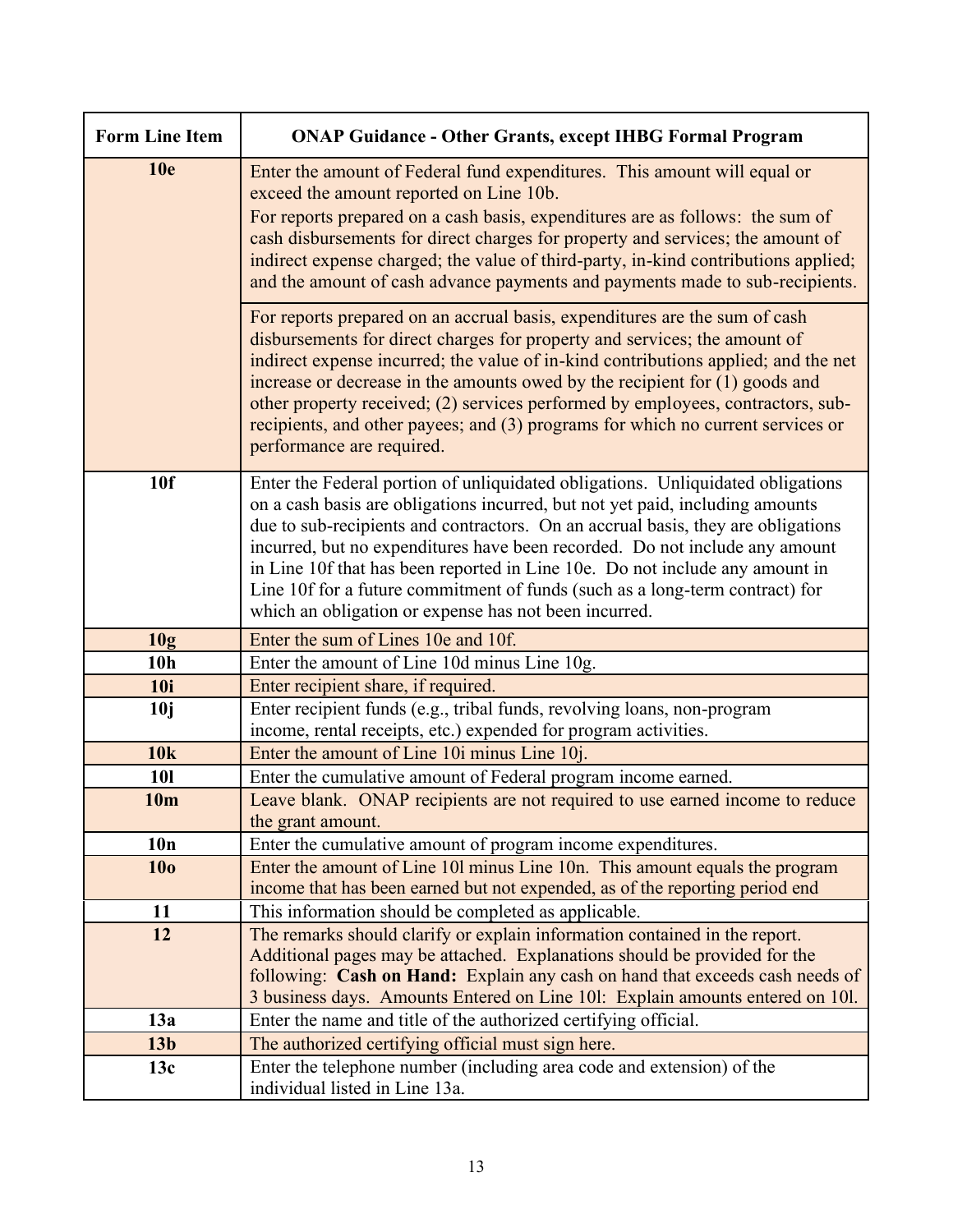| Form Line Item | ONAP Guidance - Other Grants, except IHBG Formal Program |
|---|---|
| **10e** | Enter the amount of Federal fund expenditures. This amount will equal or exceed the amount reported on Line 10b.<br>For reports prepared on a cash basis, expenditures are as follows: the sum of cash disbursements for direct charges for property and services; the amount of indirect expense charged; the value of third-party, in-kind contributions applied; and the amount of cash advance payments and payments made to sub-recipients.<br><br>For reports prepared on an accrual basis, expenditures are the sum of cash disbursements for direct charges for property and services; the amount of indirect expense incurred; the value of in-kind contributions applied; and the net increase or decrease in the amounts owed by the recipient for (1) goods and other property received; (2) services performed by employees, contractors, sub-recipients, and other payees; and (3) programs for which no current services or performance are required. |
| **10f** | Enter the Federal portion of unliquidated obligations. Unliquidated obligations on a cash basis are obligations incurred, but not yet paid, including amounts due to sub-recipients and contractors. On an accrual basis, they are obligations incurred, but no expenditures have been recorded. Do not include any amount in Line 10f that has been reported in Line 10e. Do not include any amount in Line 10f for a future commitment of funds (such as a long-term contract) for which an obligation or expense has not been incurred. |
| **10g** | Enter the sum of Lines 10e and 10f. |
| **10h** | Enter the amount of Line 10d minus Line 10g. |
| **10i** | Enter recipient share, if required. |
| **10j** | Enter recipient funds (e.g., tribal funds, revolving loans, non-program income, rental receipts, etc.) expended for program activities. |
| **10k** | Enter the amount of Line 10i minus Line 10j. |
| **10l** | Enter the cumulative amount of Federal program income earned. |
| **10m** | Leave blank. ONAP recipients are not required to use earned income to reduce the grant amount. |
| **10n** | Enter the cumulative amount of program income expenditures. |
| **10o** | Enter the amount of Line 10l minus Line 10n. This amount equals the program income that has been earned but not expended, as of the reporting period end |
| **11** | This information should be completed as applicable. |
| **12** | The remarks should clarify or explain information contained in the report. Additional pages may be attached. Explanations should be provided for the following: **Cash on Hand:** Explain any cash on hand that exceeds cash needs of 3 business days. Amounts Entered on Line 10l: Explain amounts entered on 10l. |
| **13a** | Enter the name and title of the authorized certifying official. |
| **13b** | The authorized certifying official must sign here. |
| **13c** | Enter the telephone number (including area code and extension) of the individual listed in Line 13a. |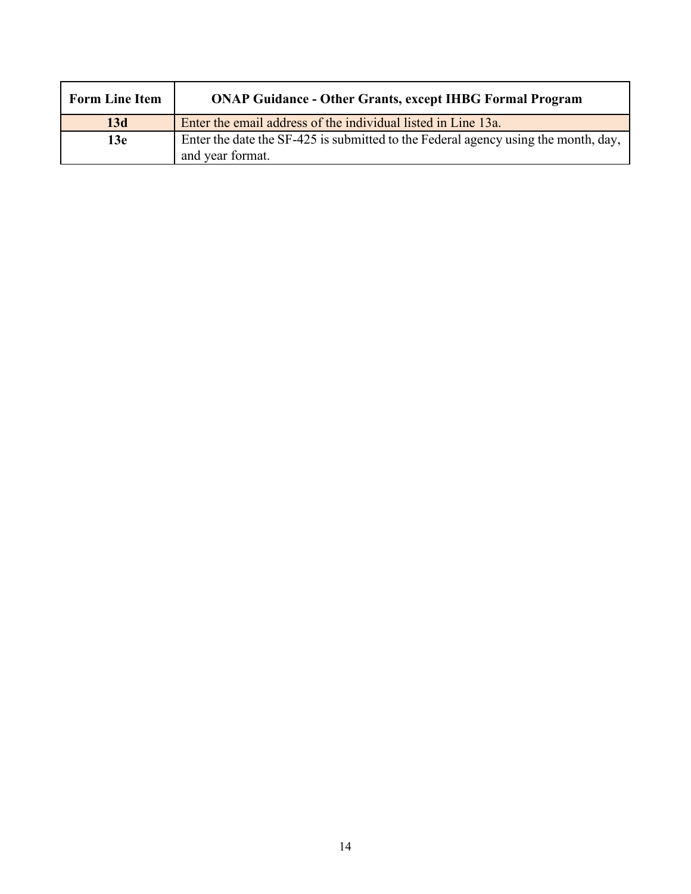| Form Line Item | ONAP Guidance - Other Grants, except IHBG Formal Program |
| --- | --- |
| **13d** | Enter the email address of the individual listed in Line 13a. |
| **13e** | Enter the date the SF-425 is submitted to the Federal agency using the month, day, and year format. |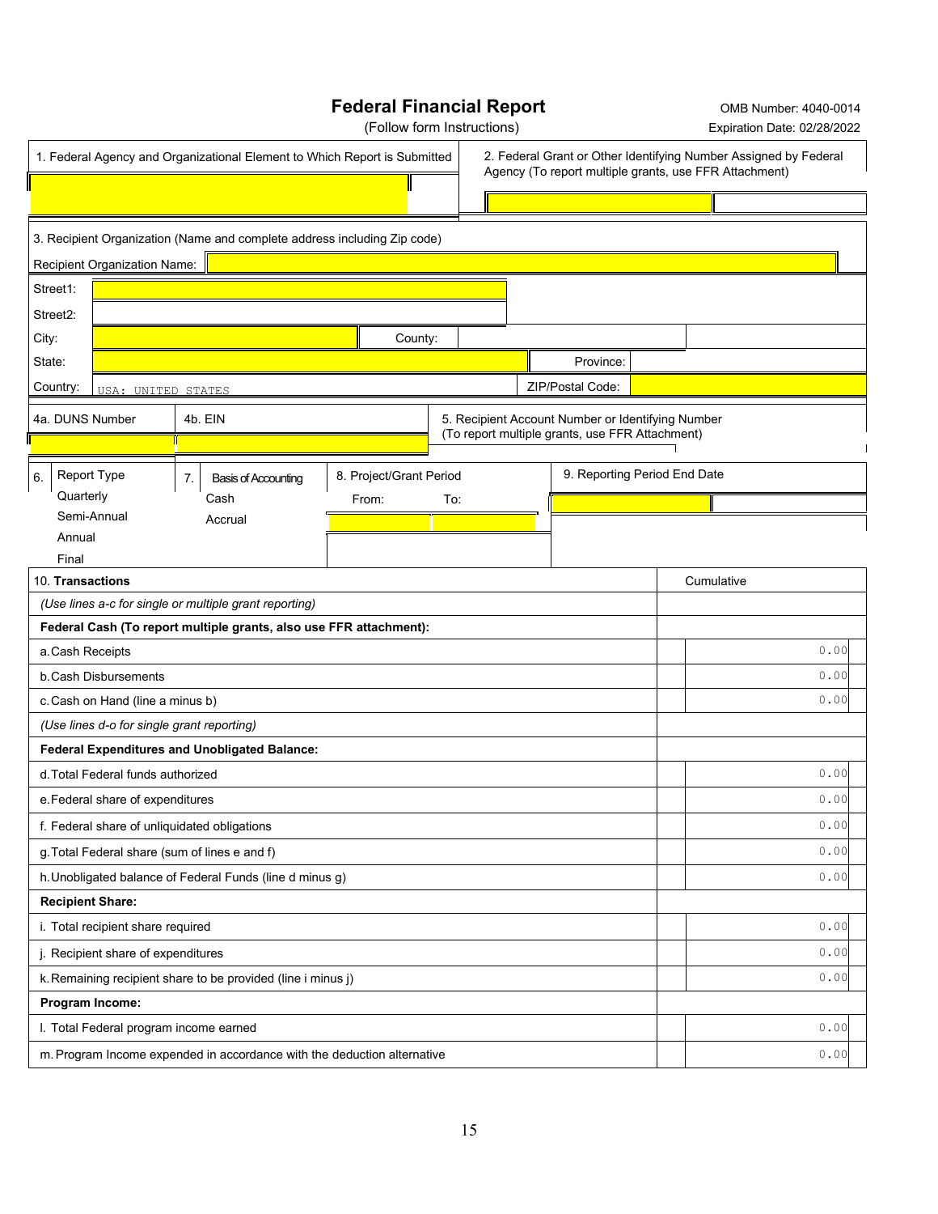# Federal Financial Report

(Follow form Instructions)

OMB Number: 4040-0014
Expiration Date: 02/28/2022

| 1. Federal Agency and Organizational Element to Which Report is Submitted | 2. Federal Grant or Other Identifying Number Assigned by Federal Agency (To report multiple grants, use FFR Attachment) |
|---|---|
| | |

3. Recipient Organization (Name and complete address including Zip code)

| | | | |
|---|---|---|---|
| Recipient Organization Name: | | | |
| Street1: | | | |
| Street2: | | | |
| City: | | County: | |
| State: | | Province: | |
| Country: | USA: UNITED STATES | ZIP/Postal Code: | |

| 4a. DUNS Number | 4b. EIN | 5. Recipient Account Number or Identifying Number (To report multiple grants, use FFR Attachment) |
|---|---|---|
| | | |

| 6. Report Type | 7. Basis of Accounting | 8. Project/Grant Period | 9. Reporting Period End Date |
|---|---|---|---|
| Quarterly | Cash | From: | To: |
| Semi-Annual | Accrual | | |
| Annual | | | |
| Final | | | |

| 10. Transactions | Cumulative |
|---|---|
| *(Use lines a-c for single or multiple grant reporting)* | |
| **Federal Cash (To report multiple grants, also use FFR attachment):** | |
| a. Cash Receipts | 0.00 |
| b. Cash Disbursements | 0.00 |
| c. Cash on Hand (line a minus b) | 0.00 |
| *(Use lines d-o for single grant reporting)* | |
| **Federal Expenditures and Unobligated Balance:** | |
| d. Total Federal funds authorized | 0.00 |
| e. Federal share of expenditures | 0.00 |
| f. Federal share of unliquidated obligations | 0.00 |
| g. Total Federal share (sum of lines e and f) | 0.00 |
| h. Unobligated balance of Federal Funds (line d minus g) | 0.00 |
| **Recipient Share:** | |
| i. Total recipient share required | 0.00 |
| j. Recipient share of expenditures | 0.00 |
| k. Remaining recipient share to be provided (line i minus j) | 0.00 |
| **Program Income:** | |
| l. Total Federal program income earned | 0.00 |
| m. Program Income expended in accordance with the deduction alternative | 0.00 |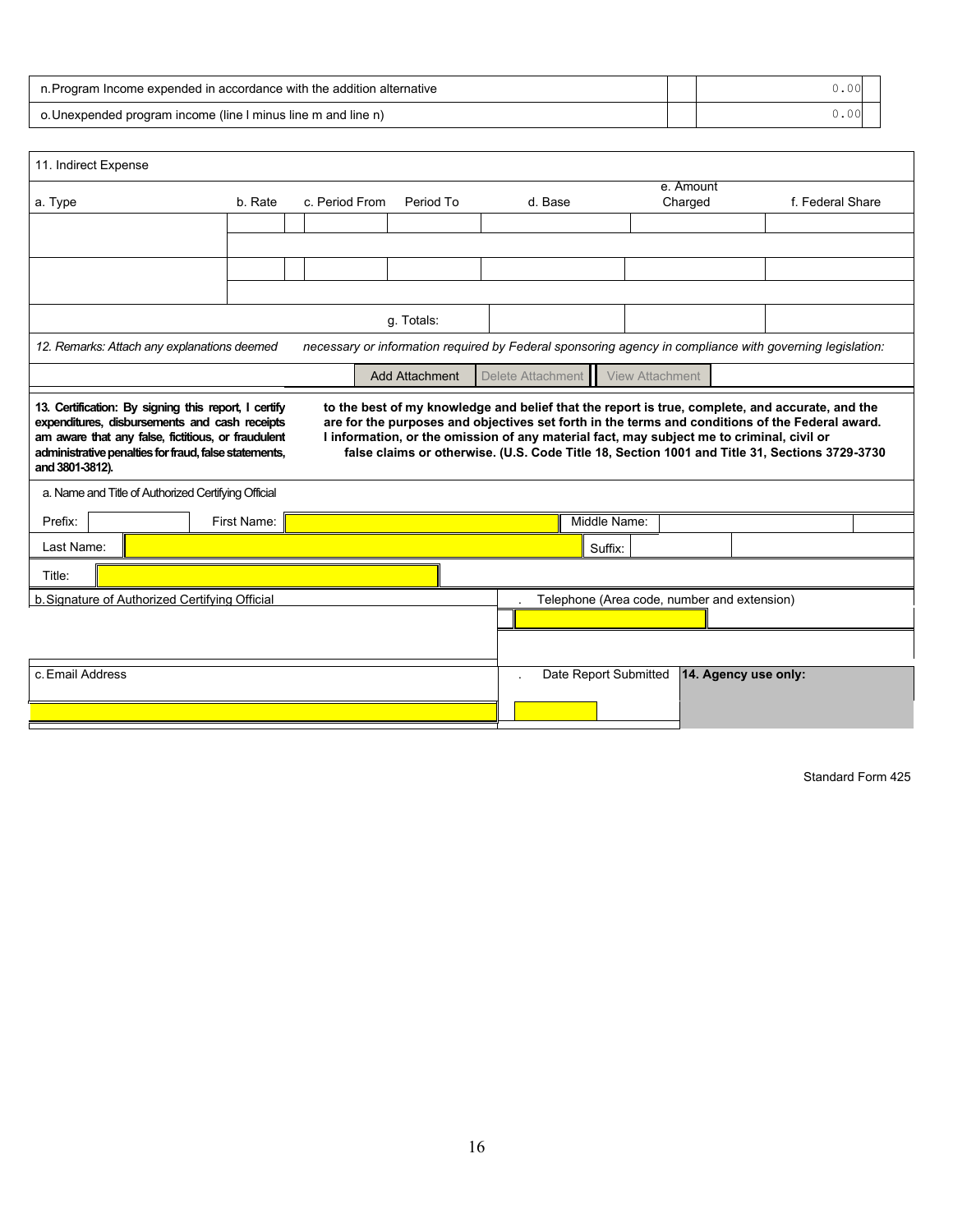| | | |
|---|---|---|
| n. Program Income expended in accordance with the addition alternative | | 0.00 |
| o. Unexpended program income (line l minus line m and line n) | | 0.00 |

| 11. Indirect Expense | | | | | | |
|---|---|---|---|---|---|---|
| a. Type | b. Rate | c. Period From | Period To | d. Base | e. Amount Charged | f. Federal Share |
| | | | | | | |
| | | | | | | |
| | | | g. Totals: | | | |

*12. Remarks: Attach any explanations deemed necessary or information required by Federal sponsoring agency in compliance with governing legislation:*

Add Attachment | Delete Attachment | View Attachment

**13. Certification: By signing this report, I certify to the best of my knowledge and belief that the report is true, complete, and accurate, and the expenditures, disbursements and cash receipts are for the purposes and objectives set forth in the terms and conditions of the Federal award. I am aware that any false, fictitious, or fraudulent information, or the omission of any material fact, may subject me to criminal, civil or administrative penalties for fraud, false statements, false claims or otherwise. (U.S. Code Title 18, Section 1001 and Title 31, Sections 3729-3730 and 3801-3812).**

a. Name and Title of Authorized Certifying Official

| | | | |
|---|---|---|---|
| Prefix: | First Name: | Middle Name: | |
| Last Name: | | Suffix: | |
| Title: | | | |

| | |
|---|---|
| b. Signature of Authorized Certifying Official | . Telephone (Area code, number and extension) |
| c. Email Address | . Date Report Submitted |

**14. Agency use only:**

Standard Form 425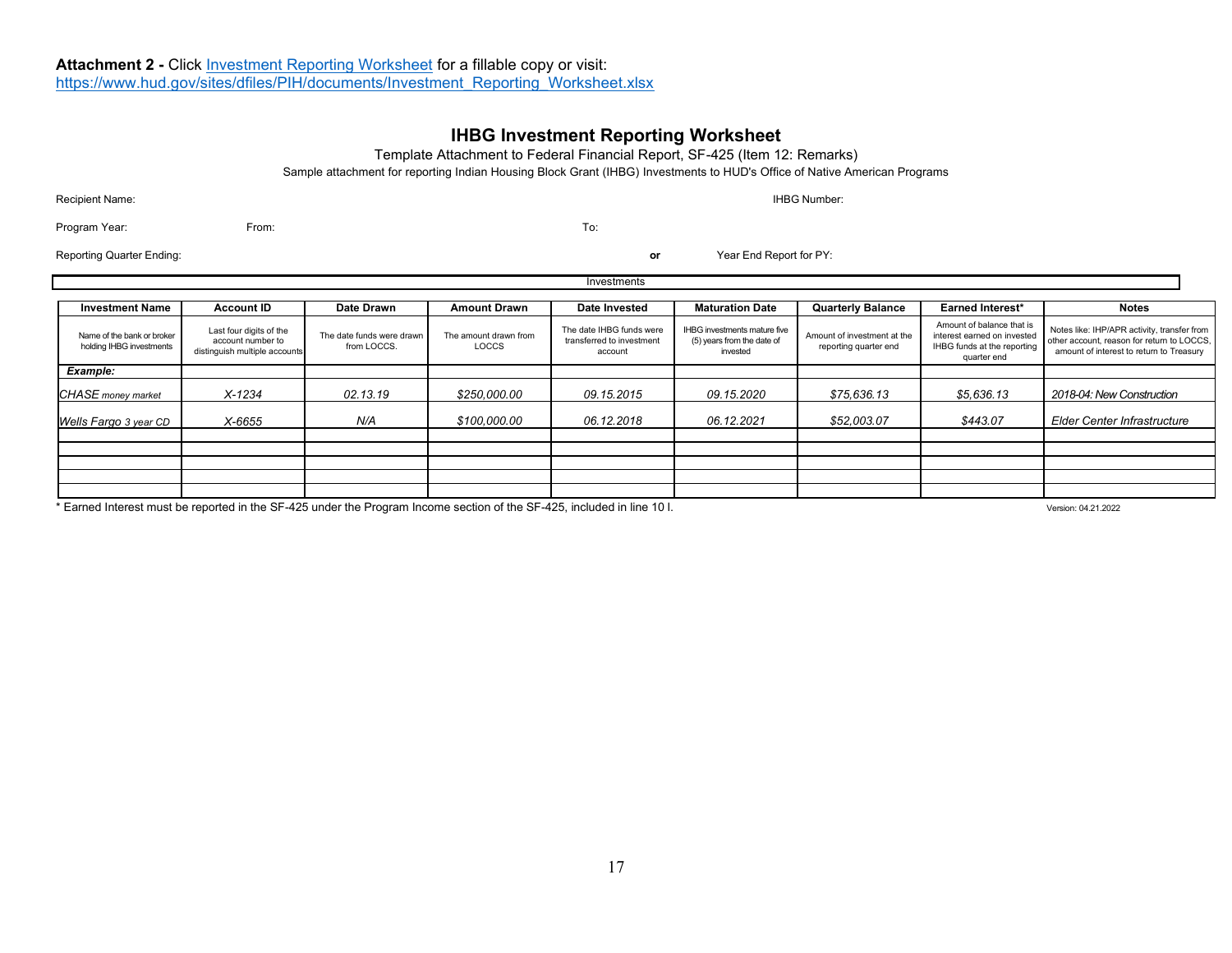**Attachment 2 -** Click Investment Reporting Worksheet for a fillable copy or visit: https://www.hud.gov/sites/dfiles/PIH/documents/Investment_Reporting_Worksheet.xlsx

## IHBG Investment Reporting Worksheet

Template Attachment to Federal Financial Report, SF-425 (Item 12: Remarks)

Sample attachment for reporting Indian Housing Block Grant (IHBG) Investments to HUD's Office of Native American Programs

Recipient Name: IHBG Number:

Program Year: From: To:

Reporting Quarter Ending: **or** Year End Report for PY:

Investments

| Investment Name | Account ID | Date Drawn | Amount Drawn | Date Invested | Maturation Date | Quarterly Balance | Earned Interest* | Notes |
|---|---|---|---|---|---|---|---|---|
| Name of the bank or broker holding IHBG investments | Last four digits of the account number to distinguish multiple accounts | The date funds were drawn from LOCCS. | The amount drawn from LOCCS | The date IHBG funds were transferred to investment account | IHBG investments mature five (5) years from the date of invested | Amount of investment at the reporting quarter end | Amount of balance that is interest earned on invested IHBG funds at the reporting quarter end | Notes like: IHP/APR activity, transfer from other account, reason for return to LOCCS, amount of interest to return to Treasury |
| ***Example:*** | | | | | | | | |
| *CHASE money market* | *X-1234* | *02.13.19* | *$250,000.00* | *09.15.2015* | *09.15.2020* | *$75,636.13* | *$5,636.13* | *2018-04: New Construction* |
| *Wells Fargo 3 year CD* | *X-6655* | *N/A* | *$100,000.00* | *06.12.2018* | *06.12.2021* | *$52,003.07* | *$443.07* | *Elder Center Infrastructure* |
| | | | | | | | | |
| | | | | | | | | |
| | | | | | | | | |
| | | | | | | | | |
| | | | | | | | | |

\* Earned Interest must be reported in the SF-425 under the Program Income section of the SF-425, included in line 10 l.

Version: 04.21.2022